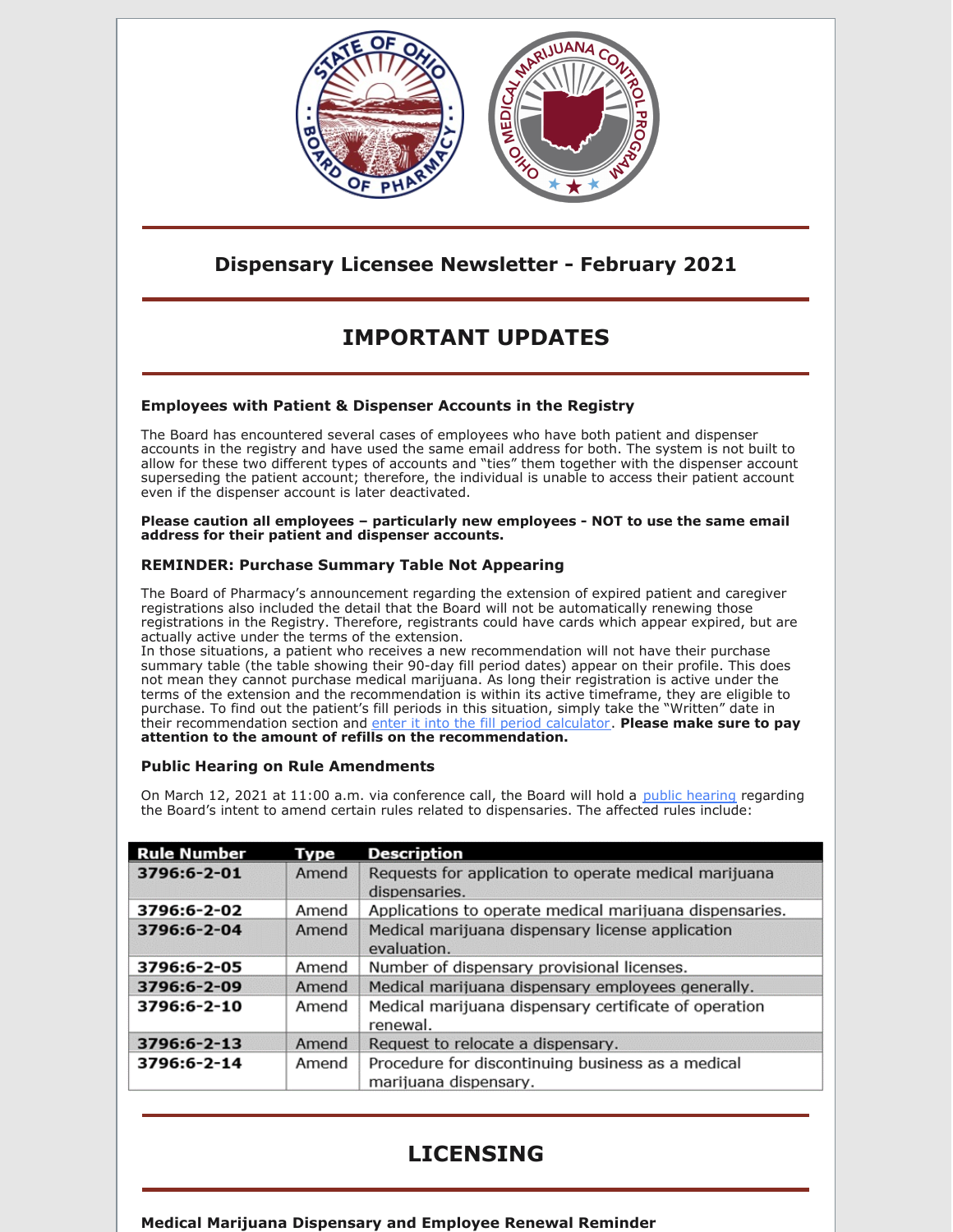## Dispensary Licensee Newsletter - February 2021

# IMPORTANT UPDATES

### Employees with Patient & Dispenser Accounts in the Registry

The Board has encountered several cases of employees who have both patient and dispenser accounts in the registry and have used the same email address for both. The system is not built to allow for these two different types of accounts and "ties" them together with the dispenser account superseding the patient account; therefore, the individual is unable to access their patient account even if the dispenser account is later deactivated.

**Please caution all employees – particularly new employees - NOT to use the same email address for their patient and dispenser accounts.**

### REMINDER: Purchase Summary Table Not Appearing

The Board of Pharmacy's announcement regarding the extension of expired patient and caregiver registrations also included the detail that the Board will not be automatically renewing those registrations in the Registry. Therefore, registrants could have cards which appear expired, but are actually active under the terms of the extension.

In those situations, a patient who receives a new recommendation will not have their purchase summary table (the table showing their 90-day fill period dates) appear on their profile. This does not mean they cannot purchase medical marijuana. As long their registration is active under the terms of the extension and the recommendation is within its active timeframe, they are eligible to purchase. To find out the patient's fill periods in this situation, simply take the "Written" date in their recommendation section and enter it into the fill period calculator. **Please make sure to pay attention to the amount of refills on the recommendation.**

### Public Hearing on Rule Amendments

On March 12, 2021 at 11:00 a.m. via conference call, the Board will hold a public hearing regarding the Board's intent to amend certain rules related to dispensaries. The affected rules include:

| Rule Number | Type | Description |
|---|---|---|
| **3796:6-2-01** | Amend | Requests for application to operate medical marijuana dispensaries. |
| **3796:6-2-02** | Amend | Applications to operate medical marijuana dispensaries. |
| **3796:6-2-04** | Amend | Medical marijuana dispensary license application evaluation. |
| **3796:6-2-05** | Amend | Number of dispensary provisional licenses. |
| **3796:6-2-09** | Amend | Medical marijuana dispensary employees generally. |
| **3796:6-2-10** | Amend | Medical marijuana dispensary certificate of operation renewal. |
| **3796:6-2-13** | Amend | Request to relocate a dispensary. |
| **3796:6-2-14** | Amend | Procedure for discontinuing business as a medical marijuana dispensary. |

# LICENSING

### Medical Marijuana Dispensary and Employee Renewal Reminder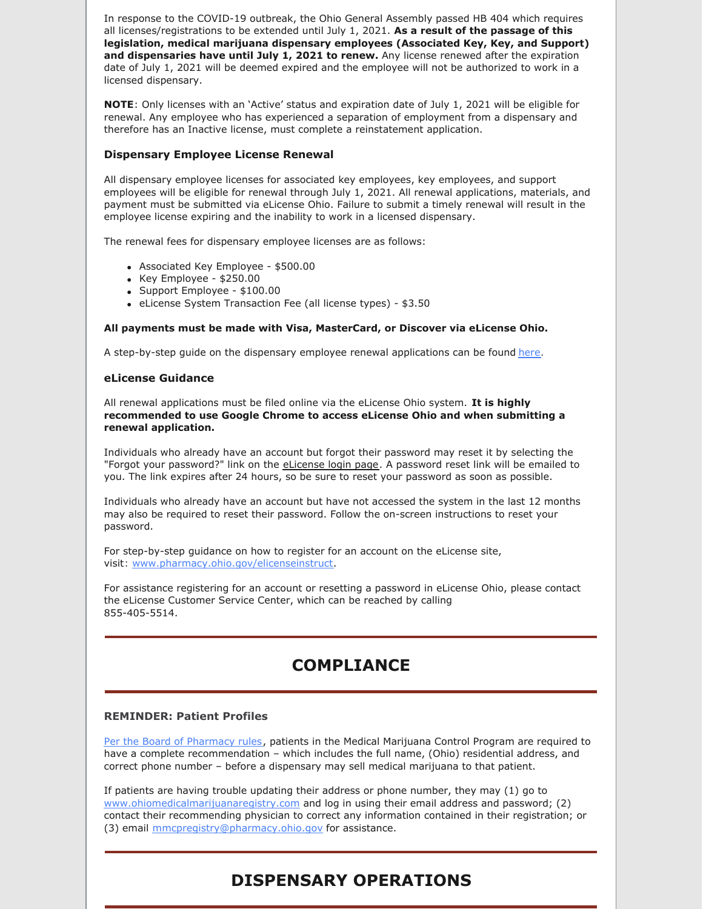In response to the COVID-19 outbreak, the Ohio General Assembly passed HB 404 which requires all licenses/registrations to be extended until July 1, 2021. **As a result of the passage of this legislation, medical marijuana dispensary employees (Associated Key, Key, and Support) and dispensaries have until July 1, 2021 to renew.** Any license renewed after the expiration date of July 1, 2021 will be deemed expired and the employee will not be authorized to work in a licensed dispensary.

**NOTE**: Only licenses with an 'Active' status and expiration date of July 1, 2021 will be eligible for renewal. Any employee who has experienced a separation of employment from a dispensary and therefore has an Inactive license, must complete a reinstatement application.

### Dispensary Employee License Renewal

All dispensary employee licenses for associated key employees, key employees, and support employees will be eligible for renewal through July 1, 2021. All renewal applications, materials, and payment must be submitted via eLicense Ohio. Failure to submit a timely renewal will result in the employee license expiring and the inability to work in a licensed dispensary.

The renewal fees for dispensary employee licenses are as follows:

- Associated Key Employee - $500.00
- Key Employee - $250.00
- Support Employee - $100.00
- eLicense System Transaction Fee (all license types) - $3.50

**All payments must be made with Visa, MasterCard, or Discover via eLicense Ohio.**

A step-by-step guide on the dispensary employee renewal applications can be found here.

### eLicense Guidance

All renewal applications must be filed online via the eLicense Ohio system. **It is highly recommended to use Google Chrome to access eLicense Ohio and when submitting a renewal application.**

Individuals who already have an account but forgot their password may reset it by selecting the "Forgot your password?" link on the eLicense login page. A password reset link will be emailed to you. The link expires after 24 hours, so be sure to reset your password as soon as possible.

Individuals who already have an account but have not accessed the system in the last 12 months may also be required to reset their password. Follow the on-screen instructions to reset your password.

For step-by-step guidance on how to register for an account on the eLicense site, visit: www.pharmacy.ohio.gov/elicenseinstruct.

For assistance registering for an account or resetting a password in eLicense Ohio, please contact the eLicense Customer Service Center, which can be reached by calling 855-405-5514.

## COMPLIANCE

### REMINDER: Patient Profiles

Per the Board of Pharmacy rules, patients in the Medical Marijuana Control Program are required to have a complete recommendation – which includes the full name, (Ohio) residential address, and correct phone number – before a dispensary may sell medical marijuana to that patient.

If patients are having trouble updating their address or phone number, they may (1) go to www.ohiomedicalmarijuanaregistry.com and log in using their email address and password; (2) contact their recommending physician to correct any information contained in their registration; or (3) email mmcpregistry@pharmacy.ohio.gov for assistance.

## DISPENSARY OPERATIONS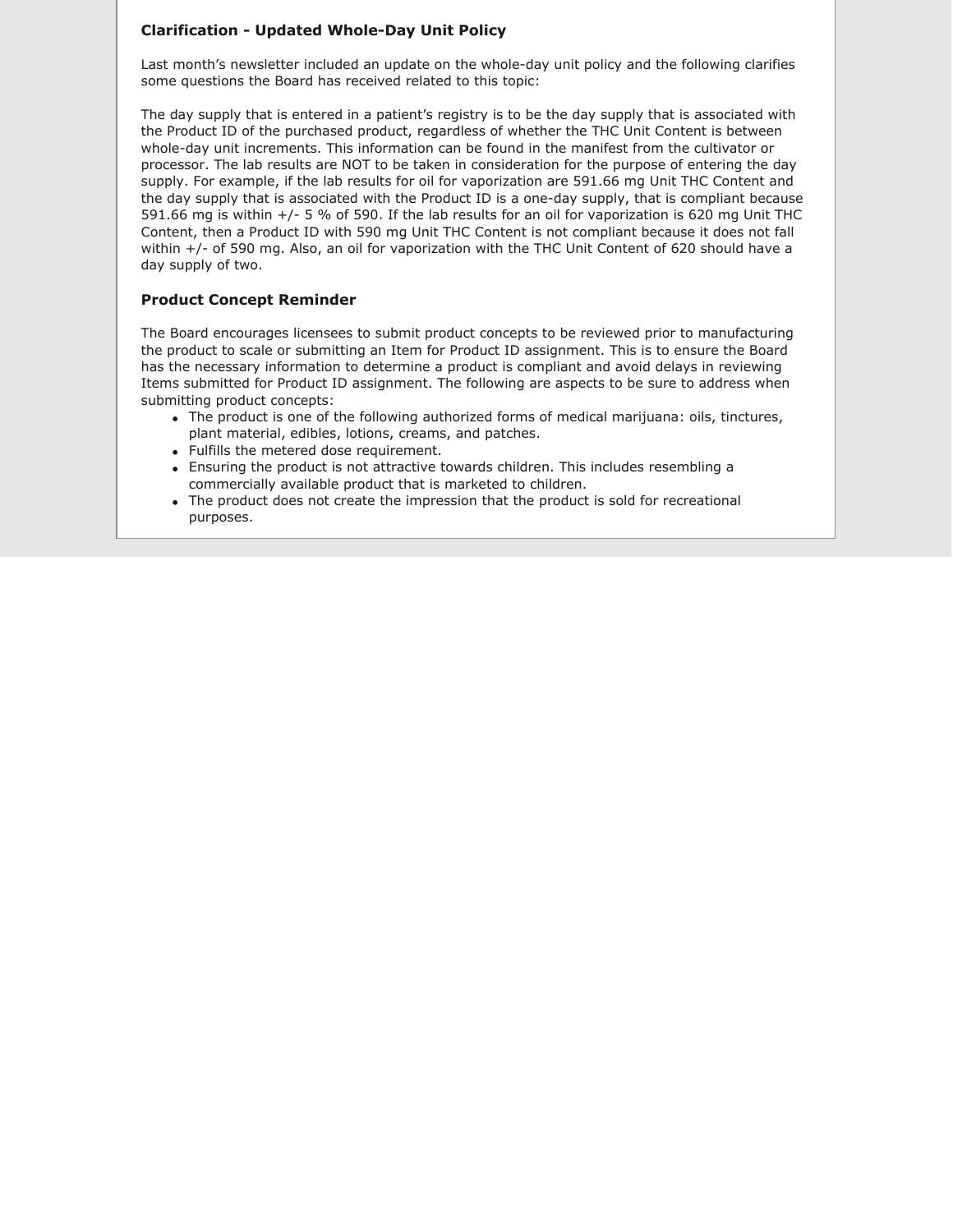### Clarification - Updated Whole-Day Unit Policy

Last month's newsletter included an update on the whole-day unit policy and the following clarifies some questions the Board has received related to this topic:

The day supply that is entered in a patient's registry is to be the day supply that is associated with the Product ID of the purchased product, regardless of whether the THC Unit Content is between whole-day unit increments. This information can be found in the manifest from the cultivator or processor. The lab results are NOT to be taken in consideration for the purpose of entering the day supply. For example, if the lab results for oil for vaporization are 591.66 mg Unit THC Content and the day supply that is associated with the Product ID is a one-day supply, that is compliant because 591.66 mg is within +/- 5 % of 590. If the lab results for an oil for vaporization is 620 mg Unit THC Content, then a Product ID with 590 mg Unit THC Content is not compliant because it does not fall within +/- of 590 mg. Also, an oil for vaporization with the THC Unit Content of 620 should have a day supply of two.

### Product Concept Reminder

The Board encourages licensees to submit product concepts to be reviewed prior to manufacturing the product to scale or submitting an Item for Product ID assignment. This is to ensure the Board has the necessary information to determine a product is compliant and avoid delays in reviewing Items submitted for Product ID assignment. The following are aspects to be sure to address when submitting product concepts:

- The product is one of the following authorized forms of medical marijuana: oils, tinctures, plant material, edibles, lotions, creams, and patches.
- Fulfills the metered dose requirement.
- Ensuring the product is not attractive towards children. This includes resembling a commercially available product that is marketed to children.
- The product does not create the impression that the product is sold for recreational purposes.